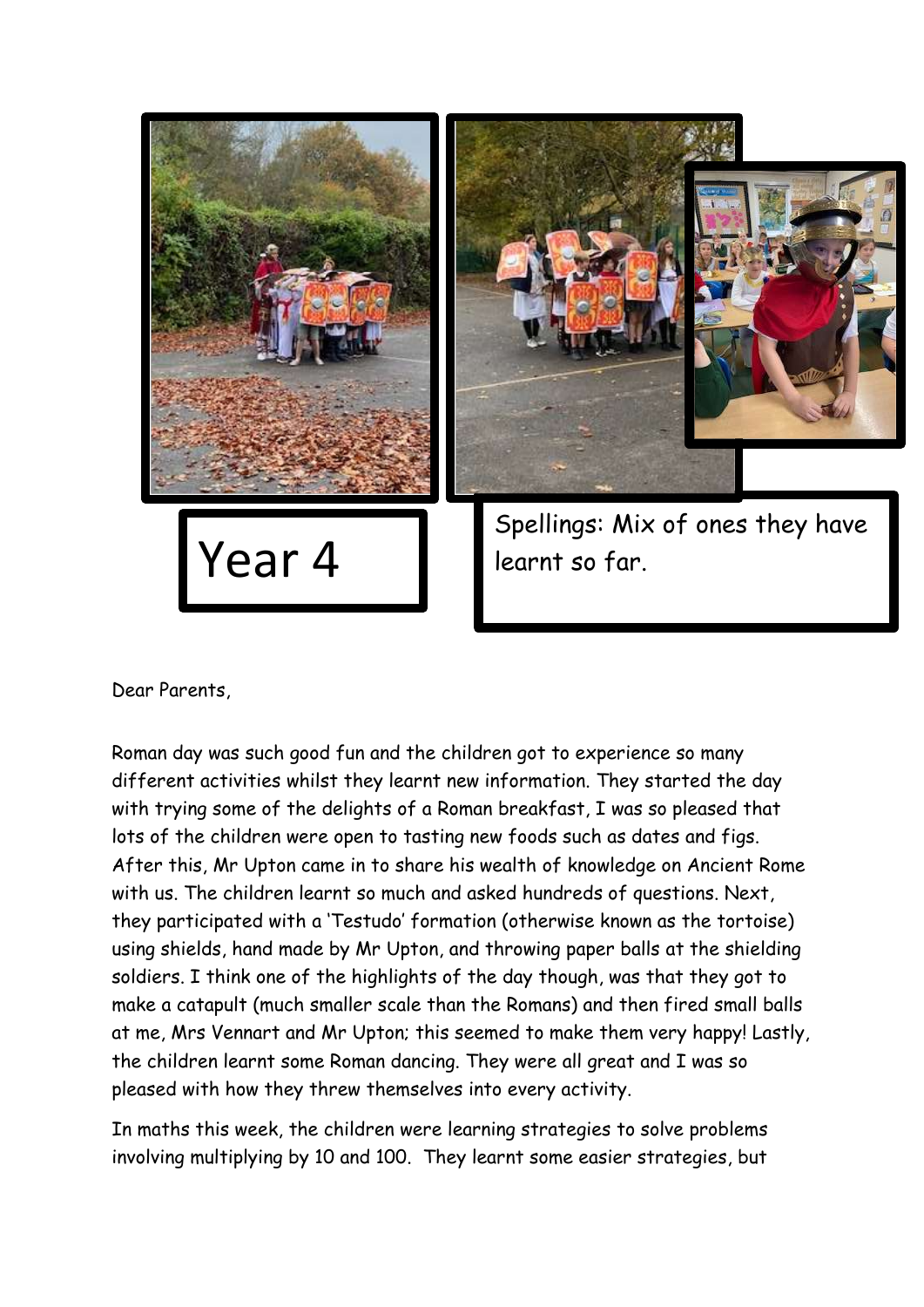# Year 4

Spellings: Mix of ones they have learnt so far.

Dear Parents,

Roman day was such good fun and the children got to experience so many different activities whilst they learnt new information. They started the day with trying some of the delights of a Roman breakfast, I was so pleased that lots of the children were open to tasting new foods such as dates and figs. After this, Mr Upton came in to share his wealth of knowledge on Ancient Rome with us. The children learnt so much and asked hundreds of questions. Next, they participated with a 'Testudo' formation (otherwise known as the tortoise) using shields, hand made by Mr Upton, and throwing paper balls at the shielding soldiers. I think one of the highlights of the day though, was that they got to make a catapult (much smaller scale than the Romans) and then fired small balls at me, Mrs Vennart and Mr Upton; this seemed to make them very happy! Lastly, the children learnt some Roman dancing. They were all great and I was so pleased with how they threw themselves into every activity.

In maths this week, the children were learning strategies to solve problems involving multiplying by 10 and 100. They learnt some easier strategies, but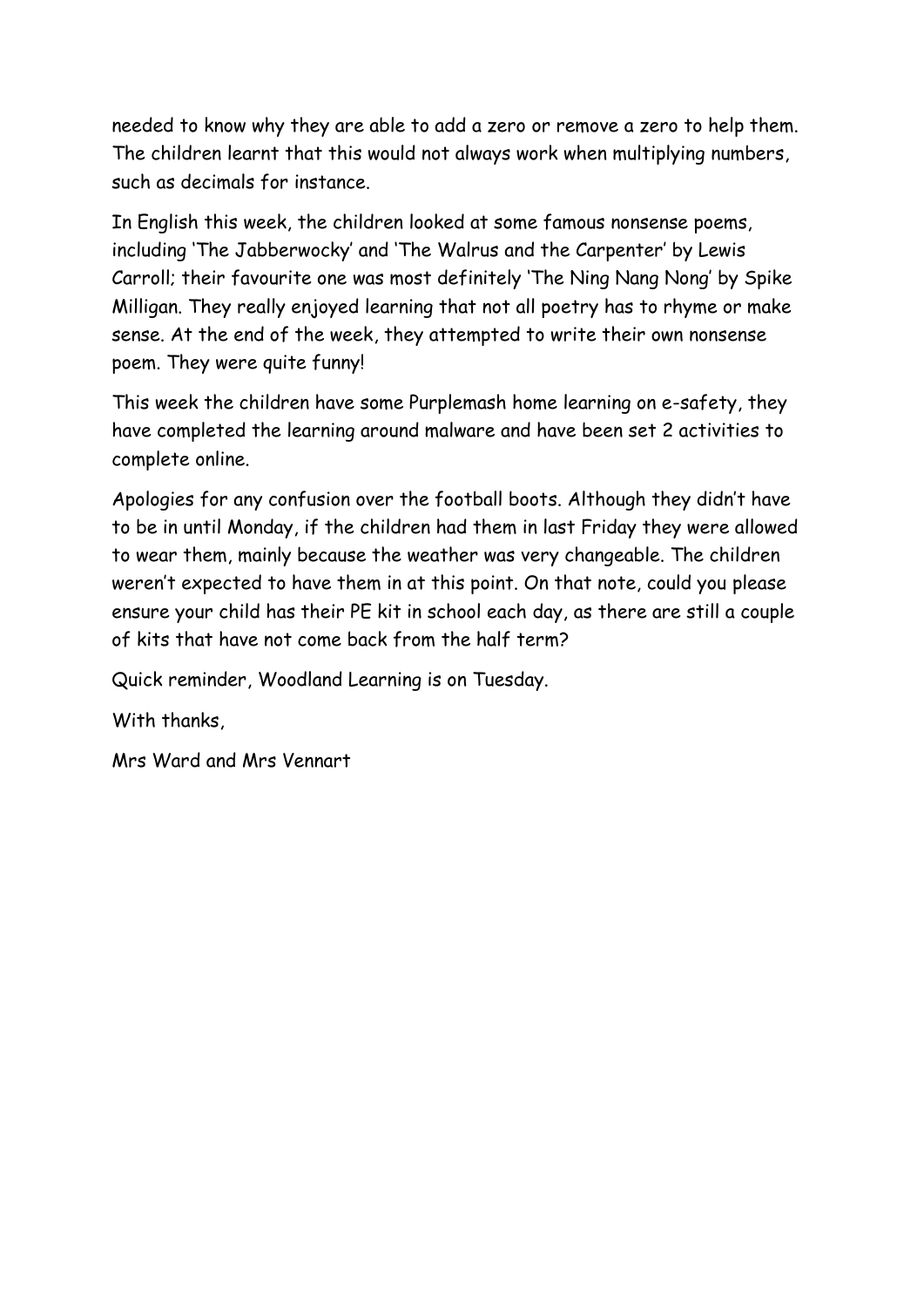needed to know why they are able to add a zero or remove a zero to help them. The children learnt that this would not always work when multiplying numbers, such as decimals for instance.

In English this week, the children looked at some famous nonsense poems, including 'The Jabberwocky' and 'The Walrus and the Carpenter' by Lewis Carroll; their favourite one was most definitely 'The Ning Nang Nong' by Spike Milligan. They really enjoyed learning that not all poetry has to rhyme or make sense. At the end of the week, they attempted to write their own nonsense poem. They were quite funny!

This week the children have some Purplemash home learning on e-safety, they have completed the learning around malware and have been set 2 activities to complete online.

Apologies for any confusion over the football boots. Although they didn't have to be in until Monday, if the children had them in last Friday they were allowed to wear them, mainly because the weather was very changeable. The children weren't expected to have them in at this point. On that note, could you please ensure your child has their PE kit in school each day, as there are still a couple of kits that have not come back from the half term?

Quick reminder, Woodland Learning is on Tuesday.

With thanks,

Mrs Ward and Mrs Vennart